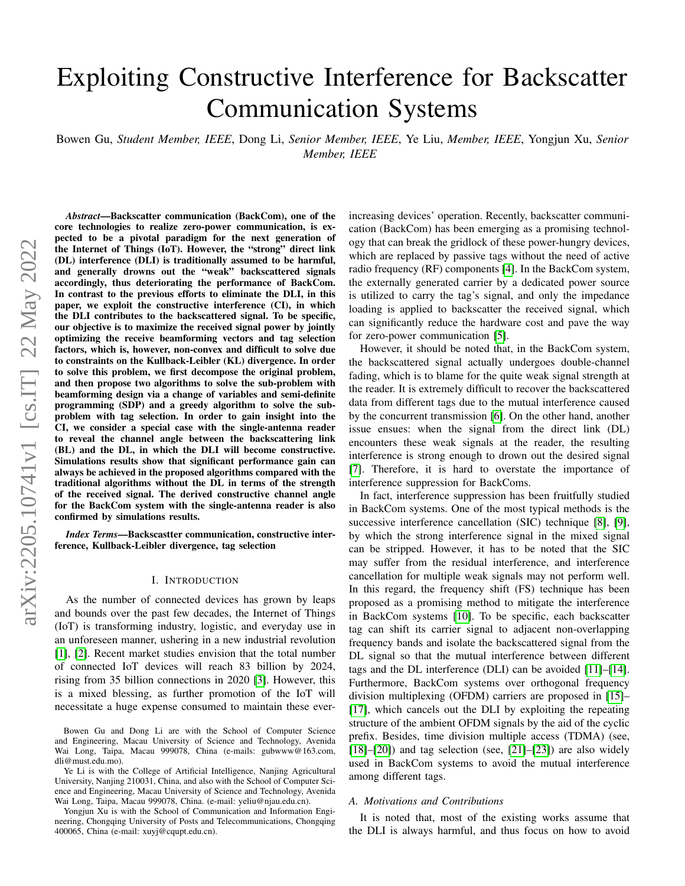# Exploiting Constructive Interference for Backscatter Communication Systems

Bowen Gu, *Student Member, IEEE*, Dong Li, *Senior Member, IEEE*, Ye Liu, *Member, IEEE*, Yongjun Xu, *Senior Member, IEEE*

***Abstract*—Backscatter communication (BackCom), one of the core technologies to realize zero-power communication, is expected to be a pivotal paradigm for the next generation of the Internet of Things (IoT). However, the "strong" direct link (DL) interference (DLI) is traditionally assumed to be harmful, and generally drowns out the "weak" backscattered signals accordingly, thus deteriorating the performance of BackCom. In contrast to the previous efforts to eliminate the DLI, in this paper, we exploit the constructive interference (CI), in which the DLI contributes to the backscattered signal. To be specific, our objective is to maximize the received signal power by jointly optimizing the receive beamforming vectors and tag selection factors, which is, however, non-convex and difficult to solve due to constraints on the Kullback-Leibler (KL) divergence. In order to solve this problem, we first decompose the original problem, and then propose two algorithms to solve the sub-problem with beamforming design via a change of variables and semi-definite programming (SDP) and a greedy algorithm to solve the sub-problem with tag selection. In order to gain insight into the CI, we consider a special case with the single-antenna reader to reveal the channel angle between the backscattering link (BL) and the DL, in which the DLI will become constructive. Simulations results show that significant performance gain can always be achieved in the proposed algorithms compared with the traditional algorithms without the DL in terms of the strength of the received signal. The derived constructive channel angle for the BackCom system with the single-antenna reader is also confirmed by simulations results.**

***Index Terms*—Backscastter communication, constructive interference, Kullback-Leibler divergence, tag selection**

## I. Introduction

As the number of connected devices has grown by leaps and bounds over the past few decades, the Internet of Things (IoT) is transforming industry, logistic, and everyday use in an unforeseen manner, ushering in a new industrial revolution [1], [2]. Recent market studies envision that the total number of connected IoT devices will reach 83 billion by 2024, rising from 35 billion connections in 2020 [3]. However, this is a mixed blessing, as further promotion of the IoT will necessitate a huge expense consumed to maintain these ever-increasing devices' operation. Recently, backscatter communication (BackCom) has been emerging as a promising technology that can break the gridlock of these power-hungry devices, which are replaced by passive tags without the need of active radio frequency (RF) components [4]. In the BackCom system, the externally generated carrier by a dedicated power source is utilized to carry the tag's signal, and only the impedance loading is applied to backscatter the received signal, which can significantly reduce the hardware cost and pave the way for zero-power communication [5].

However, it should be noted that, in the BackCom system, the backscattered signal actually undergoes double-channel fading, which is to blame for the quite weak signal strength at the reader. It is extremely difficult to recover the backscattered data from different tags due to the mutual interference caused by the concurrent transmission [6]. On the other hand, another issue ensues: when the signal from the direct link (DL) encounters these weak signals at the reader, the resulting interference is strong enough to drown out the desired signal [7]. Therefore, it is hard to overstate the importance of interference suppression for BackComs.

In fact, interference suppression has been fruitfully studied in BackCom systems. One of the most typical methods is the successive interference cancellation (SIC) technique [8], [9], by which the strong interference signal in the mixed signal can be stripped. However, it has to be noted that the SIC may suffer from the residual interference, and interference cancellation for multiple weak signals may not perform well. In this regard, the frequency shift (FS) technique has been proposed as a promising method to mitigate the interference in BackCom systems [10]. To be specific, each backscatter tag can shift its carrier signal to adjacent non-overlapping frequency bands and isolate the backscattered signal from the DL signal so that the mutual interference between different tags and the DL interference (DLI) can be avoided [11]–[14]. Furthermore, BackCom systems over orthogonal frequency division multiplexing (OFDM) carriers are proposed in [15]–[17], which cancels out the DLI by exploiting the repeating structure of the ambient OFDM signals by the aid of the cyclic prefix. Besides, time division multiple access (TDMA) (see, [18]–[20]) and tag selection (see, [21]–[23]) are also widely used in BackCom systems to avoid the mutual interference among different tags.

### A. Motivations and Contributions

It is noted that, most of the existing works assume that the DLI is always harmful, and thus focus on how to avoid

Bowen Gu and Dong Li are with the School of Computer Science and Engineering, Macau University of Science and Technology, Avenida Wai Long, Taipa, Macau 999078, China (e-mails: gubwww@163.com, dli@must.edu.mo).

Ye Li is with the College of Artificial Intelligence, Nanjing Agricultural University, Nanjing 210031, China, and also with the School of Computer Science and Engineering, Macau University of Science and Technology, Avenida Wai Long, Taipa, Macau 999078, China. (e-mail: yeliu@njau.edu.cn).

Yongjun Xu is with the School of Communication and Information Engineering, Chongqing University of Posts and Telecommunications, Chongqing 400065, China (e-mail: xuyj@cqupt.edu.cn).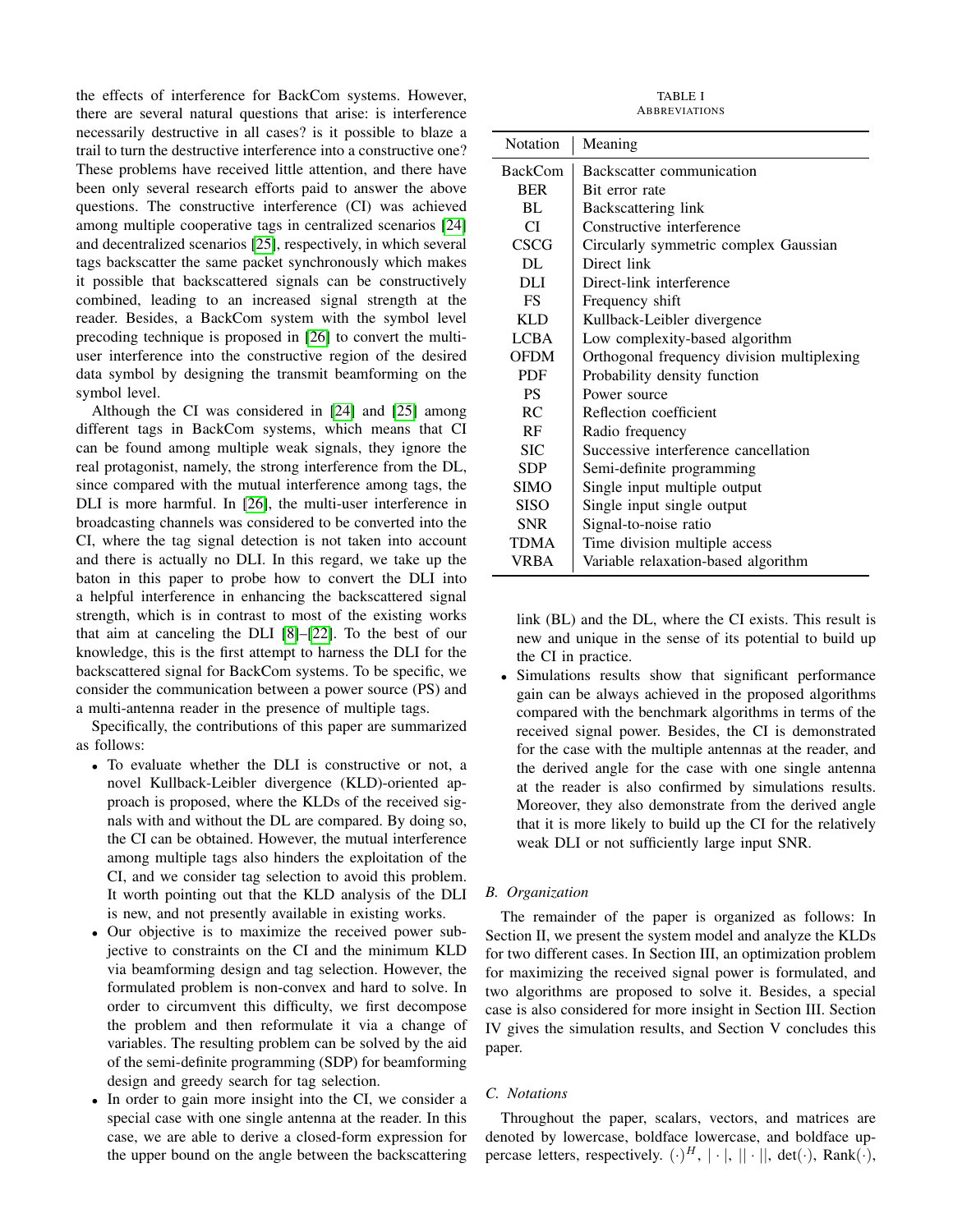the effects of interference for BackCom systems. However, there are several natural questions that arise: is interference necessarily destructive in all cases? is it possible to blaze a trail to turn the destructive interference into a constructive one? These problems have received little attention, and there have been only several research efforts paid to answer the above questions. The constructive interference (CI) was achieved among multiple cooperative tags in centralized scenarios [24] and decentralized scenarios [25], respectively, in which several tags backscatter the same packet synchronously which makes it possible that backscattered signals can be constructively combined, leading to an increased signal strength at the reader. Besides, a BackCom system with the symbol level precoding technique is proposed in [26] to convert the multi-user interference into the constructive region of the desired data symbol by designing the transmit beamforming on the symbol level.

Although the CI was considered in [24] and [25] among different tags in BackCom systems, which means that CI can be found among multiple weak signals, they ignore the real protagonist, namely, the strong interference from the DL, since compared with the mutual interference among tags, the DLI is more harmful. In [26], the multi-user interference in broadcasting channels was considered to be converted into the CI, where the tag signal detection is not taken into account and there is actually no DLI. In this regard, we take up the baton in this paper to probe how to convert the DLI into a helpful interference in enhancing the backscattered signal strength, which is in contrast to most of the existing works that aim at canceling the DLI [8]–[22]. To the best of our knowledge, this is the first attempt to harness the DLI for the backscattered signal for BackCom systems. To be specific, we consider the communication between a power source (PS) and a multi-antenna reader in the presence of multiple tags.

Specifically, the contributions of this paper are summarized as follows:

- To evaluate whether the DLI is constructive or not, a novel Kullback-Leibler divergence (KLD)-oriented approach is proposed, where the KLDs of the received signals with and without the DL are compared. By doing so, the CI can be obtained. However, the mutual interference among multiple tags also hinders the exploitation of the CI, and we consider tag selection to avoid this problem. It worth pointing out that the KLD analysis of the DLI is new, and not presently available in existing works.
- Our objective is to maximize the received power subject to constraints on the CI and the minimum KLD via beamforming design and tag selection. However, the formulated problem is non-convex and hard to solve. In order to circumvent this difficulty, we first decompose the problem and then reformulate it via a change of variables. The resulting problem can be solved by the aid of the semi-definite programming (SDP) for beamforming design and greedy search for tag selection.
- In order to gain more insight into the CI, we consider a special case with one single antenna at the reader. In this case, we are able to derive a closed-form expression for the upper bound on the angle between the backscattering link (BL) and the DL, where the CI exists. This result is new and unique in the sense of its potential to build up the CI in practice.
- Simulations results show that significant performance gain can be always achieved in the proposed algorithms compared with the benchmark algorithms in terms of the received signal power. Besides, the CI is demonstrated for the case with the multiple antennas at the reader, and the derived angle for the case with one single antenna at the reader is also confirmed by simulations results. Moreover, they also demonstrate from the derived angle that it is more likely to build up the CI for the relatively weak DLI or not sufficiently large input SNR.

TABLE I
ABBREVIATIONS

| Notation | Meaning |
|---|---|
| BackCom | Backscatter communication |
| BER | Bit error rate |
| BL | Backscattering link |
| CI | Constructive interference |
| CSCG | Circularly symmetric complex Gaussian |
| DL | Direct link |
| DLI | Direct-link interference |
| FS | Frequency shift |
| KLD | Kullback-Leibler divergence |
| LCBA | Low complexity-based algorithm |
| OFDM | Orthogonal frequency division multiplexing |
| PDF | Probability density function |
| PS | Power source |
| RC | Reflection coefficient |
| RF | Radio frequency |
| SIC | Successive interference cancellation |
| SDP | Semi-definite programming |
| SIMO | Single input multiple output |
| SISO | Single input single output |
| SNR | Signal-to-noise ratio |
| TDMA | Time division multiple access |
| VRBA | Variable relaxation-based algorithm |

### B. Organization

The remainder of the paper is organized as follows: In Section II, we present the system model and analyze the KLDs for two different cases. In Section III, an optimization problem for maximizing the received signal power is formulated, and two algorithms are proposed to solve it. Besides, a special case is also considered for more insight in Section III. Section IV gives the simulation results, and Section V concludes this paper.

### C. Notations

Throughout the paper, scalars, vectors, and matrices are denoted by lowercase, boldface lowercase, and boldface uppercase letters, respectively. $(\cdot)^H$, $|\cdot|$, $||\cdot||$, $\det(\cdot)$, $\text{Rank}(\cdot)$,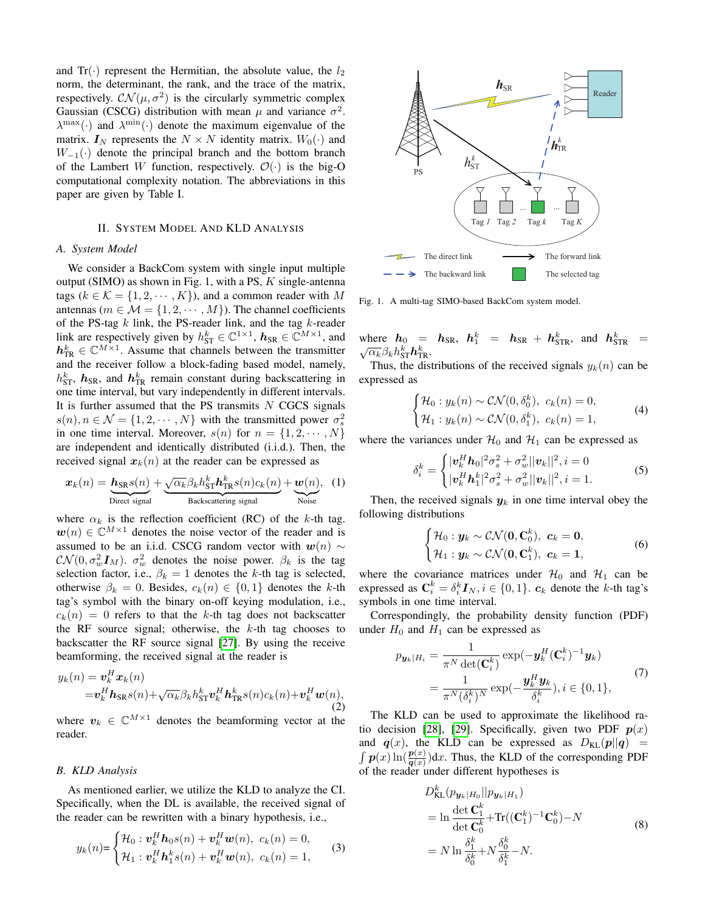and $\text{Tr}(\cdot)$ represent the Hermitian, the absolute value, the $l_2$ norm, the determinant, the rank, and the trace of the matrix, respectively. $\mathcal{CN}(\mu, \sigma^2)$ is the circularly symmetric complex Gaussian (CSCG) distribution with mean $\mu$ and variance $\sigma^2$. $\lambda^{\max}(\cdot)$ and $\lambda^{\min}(\cdot)$ denote the maximum eigenvalue of the matrix. $\boldsymbol{I}_N$ represents the $N \times N$ identity matrix. $W_0(\cdot)$ and $W_{-1}(\cdot)$ denote the principal branch and the bottom branch of the Lambert $W$ function, respectively. $\mathcal{O}(\cdot)$ is the big-O computational complexity notation. The abbreviations in this paper are given by Table I.

## II. System Model And KLD Analysis

### A. System Model

We consider a BackCom system with single input multiple output (SIMO) as shown in Fig. 1, with a PS, $K$ single-antenna tags ($k \in \mathcal{K} = \{1, 2, \cdots, K\}$), and a common reader with $M$ antennas ($m \in \mathcal{M} = \{1, 2, \cdots, M\}$). The channel coefficients of the PS-tag $k$ link, the PS-reader link, and the tag $k$-reader link are respectively given by $h_{\text{ST}}^k \in \mathbb{C}^{1\times 1}$, $\boldsymbol{h}_{\text{SR}} \in \mathbb{C}^{M\times 1}$, and $\boldsymbol{h}_{\text{TR}}^k \in \mathbb{C}^{M\times 1}$. Assume that channels between the transmitter and the receiver follow a block-fading based model, namely, $h_{\text{ST}}^k$, $\boldsymbol{h}_{\text{SR}}$, and $\boldsymbol{h}_{\text{TR}}^k$ remain constant during backscattering in one time interval, but vary independently in different intervals. It is further assumed that the PS transmits $N$ CGCS signals $s(n), n \in \mathcal{N} = \{1, 2, \cdots, N\}$ with the transmitted power $\sigma_s^2$ in one time interval. Moreover, $s(n)$ for $n = \{1, 2, \cdots, N\}$ are independent and identically distributed (i.i.d.). Then, the received signal $\boldsymbol{x}_k(n)$ at the reader can be expressed as

$$\boldsymbol{x}_k(n) = \underbrace{\boldsymbol{h}_{\text{SR}} s(n)}_{\text{Direct signal}} + \underbrace{\sqrt{\alpha_k}\beta_k h_{\text{ST}}^k \boldsymbol{h}_{\text{TR}}^k s(n) c_k(n)}_{\text{Backscattering signal}} + \underbrace{\boldsymbol{w}(n)}_{\text{Noise}}, \quad (1)$$

where $\alpha_k$ is the reflection coefficient (RC) of the $k$-th tag. $\boldsymbol{w}(n) \in \mathbb{C}^{M\times 1}$ denotes the noise vector of the reader and is assumed to be an i.i.d. CSCG random vector with $\boldsymbol{w}(n) \sim \mathcal{CN}(0, \sigma_w^2 \boldsymbol{I}_M)$. $\sigma_w^2$ denotes the noise power. $\beta_k$ is the tag selection factor, i.e., $\beta_k = 1$ denotes the $k$-th tag is selected, otherwise $\beta_k = 0$. Besides, $c_k(n) \in \{0, 1\}$ denotes the $k$-th tag's symbol with the binary on-off keying modulation, i.e., $c_k(n) = 0$ refers to that the $k$-th tag does not backscatter the RF source signal; otherwise, the $k$-th tag chooses to backscatter the RF source signal [27]. By using the receive beamforming, the received signal at the reader is

$$\begin{aligned} y_k(n) &= \boldsymbol{v}_k^H \boldsymbol{x}_k(n) \\ &= \boldsymbol{v}_k^H \boldsymbol{h}_{\text{SR}} s(n) + \sqrt{\alpha_k}\beta_k h_{\text{ST}}^k \boldsymbol{v}_k^H \boldsymbol{h}_{\text{TR}}^k s(n) c_k(n) + \boldsymbol{v}_k^H \boldsymbol{w}(n), \end{aligned} \quad (2)$$

where $\boldsymbol{v}_k \in \mathbb{C}^{M\times 1}$ denotes the beamforming vector at the reader.

### B. KLD Analysis

As mentioned earlier, we utilize the KLD to analyze the CI. Specifically, when the DL is available, the received signal of the reader can be rewritten with a binary hypothesis, i.e.,

$$y_k(n) = \begin{cases} \mathcal{H}_0 : \boldsymbol{v}_k^H \boldsymbol{h}_0 s(n) + \boldsymbol{v}_k^H \boldsymbol{w}(n), \ c_k(n) = 0, \\ \mathcal{H}_1 : \boldsymbol{v}_k^H \boldsymbol{h}_1^k s(n) + \boldsymbol{v}_k^H \boldsymbol{w}(n), \ c_k(n) = 1, \end{cases} \quad (3)$$

Fig. 1. A multi-tag SIMO-based BackCom system model.

where $\boldsymbol{h}_0 = \boldsymbol{h}_{\text{SR}}$, $\boldsymbol{h}_1^k = \boldsymbol{h}_{\text{SR}} + \boldsymbol{h}_{\text{STR}}^k$, and $\boldsymbol{h}_{\text{STR}}^k = \sqrt{\alpha_k}\beta_k h_{\text{ST}}^k \boldsymbol{h}_{\text{TR}}^k$.

Thus, the distributions of the received signals $y_k(n)$ can be expressed as

$$\begin{cases} \mathcal{H}_0 : y_k(n) \sim \mathcal{CN}(0, \delta_0^k), \ c_k(n) = 0, \\ \mathcal{H}_1 : y_k(n) \sim \mathcal{CN}(0, \delta_1^k), \ c_k(n) = 1, \end{cases} \quad (4)$$

where the variances under $\mathcal{H}_0$ and $\mathcal{H}_1$ can be expressed as

$$\delta_i^k = \begin{cases} |\boldsymbol{v}_k^H \boldsymbol{h}_0|^2 \sigma_s^2 + \sigma_w^2 ||\boldsymbol{v}_k||^2, i = 0 \\ |\boldsymbol{v}_k^H \boldsymbol{h}_1^k|^2 \sigma_s^2 + \sigma_w^2 ||\boldsymbol{v}_k||^2, i = 1. \end{cases} \quad (5)$$

Then, the received signals $\boldsymbol{y}_k$ in one time interval obey the following distributions

$$\begin{cases} \mathcal{H}_0 : \boldsymbol{y}_k \sim \mathcal{CN}(\boldsymbol{0}, \mathbf{C}_0^k), \ \boldsymbol{c}_k = \boldsymbol{0}, \\ \mathcal{H}_1 : \boldsymbol{y}_k \sim \mathcal{CN}(\boldsymbol{0}, \mathbf{C}_1^k), \ \boldsymbol{c}_k = \boldsymbol{1}, \end{cases} \quad (6)$$

where the covariance matrices under $\mathcal{H}_0$ and $\mathcal{H}_1$ can be expressed as $\mathbf{C}_i^k = \delta_i^k \boldsymbol{I}_N, i \in \{0, 1\}$. $\boldsymbol{c}_k$ denote the $k$-th tag's symbols in one time interval.

Correspondingly, the probability density function (PDF) under $H_0$ and $H_1$ can be expressed as

$$\begin{aligned} p_{\boldsymbol{y}_k|H_i} &= \frac{1}{\pi^N \det(\mathbf{C}_i^k)} \exp(-\boldsymbol{y}_k^H (\mathbf{C}_i^k)^{-1} \boldsymbol{y}_k) \\ &= \frac{1}{\pi^N (\delta_i^k)^N} \exp(-\frac{\boldsymbol{y}_k^H \boldsymbol{y}_k}{\delta_i^k}), i \in \{0, 1\}, \end{aligned} \quad (7)$$

The KLD can be used to approximate the likelihood ratio decision [28], [29]. Specifically, given two PDF $\boldsymbol{p}(x)$ and $\boldsymbol{q}(x)$, the KLD can be expressed as $D_{\text{KL}}(\boldsymbol{p}||\boldsymbol{q}) = \int \boldsymbol{p}(x) \ln(\frac{\boldsymbol{p}(x)}{\boldsymbol{q}(x)}) \mathrm{d}x$. Thus, the KLD of the corresponding PDF of the reader under different hypotheses is

$$\begin{aligned} & D_{\text{KL}}^k(p_{\boldsymbol{y}_k|H_0} || p_{\boldsymbol{y}_k|H_1}) \\ &= \ln \frac{\det \mathbf{C}_1^k}{\det \mathbf{C}_0^k} + \text{Tr}((\mathbf{C}_1^k)^{-1} \mathbf{C}_0^k) - N \\ &= N \ln \frac{\delta_1^k}{\delta_0^k} + N \frac{\delta_0^k}{\delta_1^k} - N. \end{aligned} \quad (8)$$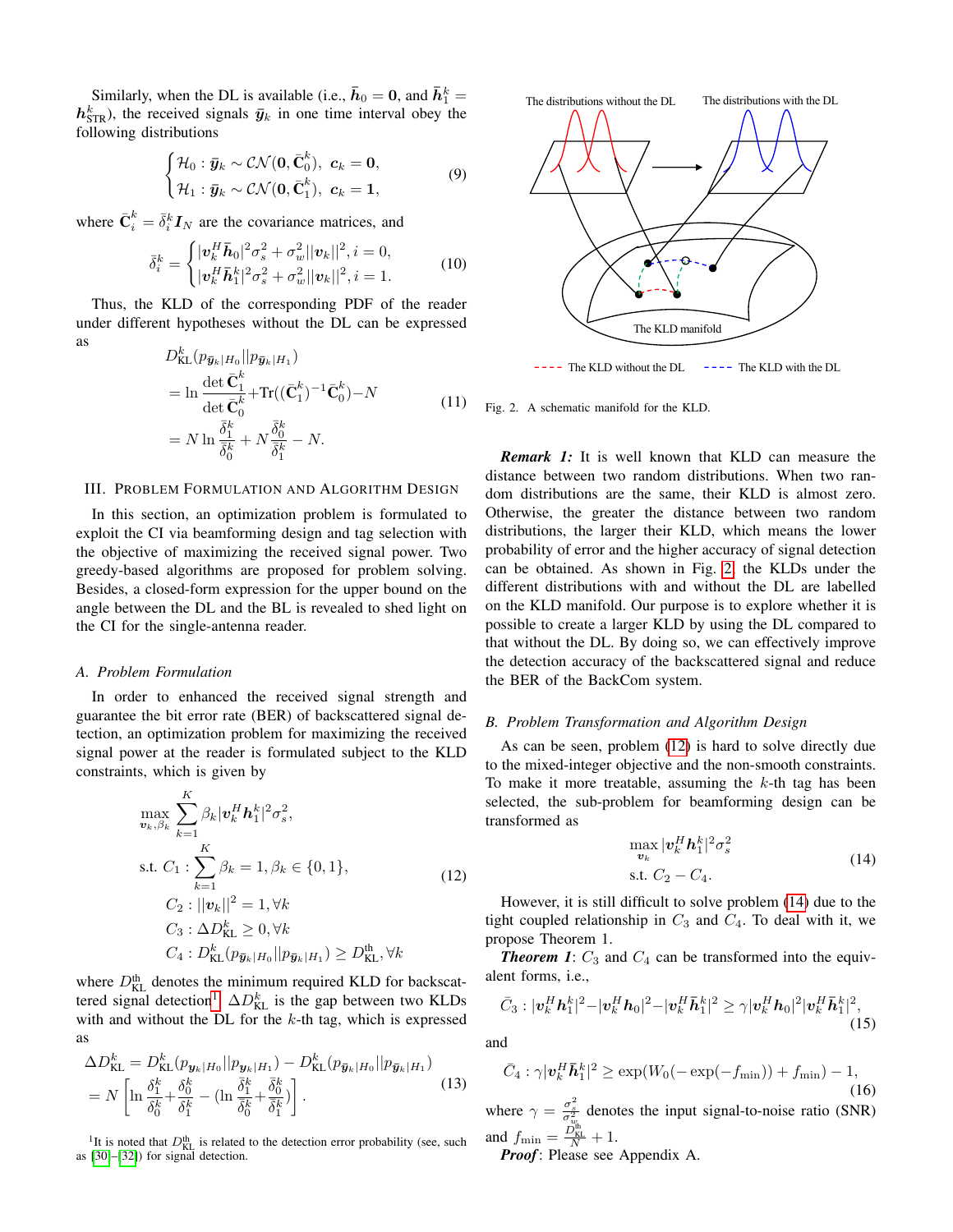Similarly, when the DL is available (i.e., $\bar{\boldsymbol{h}}_0 = \mathbf{0}$, and $\bar{\boldsymbol{h}}_1^k = \boldsymbol{h}_{\text{STR}}^k$), the received signals $\bar{\boldsymbol{y}}_k$ in one time interval obey the following distributions

$$\begin{cases} \mathcal{H}_0 : \bar{\boldsymbol{y}}_k \sim \mathcal{CN}(\mathbf{0}, \bar{\mathbf{C}}_0^k), \ \boldsymbol{c}_k = \mathbf{0}, \\ \mathcal{H}_1 : \bar{\boldsymbol{y}}_k \sim \mathcal{CN}(\mathbf{0}, \bar{\mathbf{C}}_1^k), \ \boldsymbol{c}_k = \mathbf{1}, \end{cases} \tag{9}$$

where $\bar{\mathbf{C}}_i^k = \bar{\delta}_i^k \boldsymbol{I}_N$ are the covariance matrices, and

$$\bar{\delta}_i^k = \begin{cases} |\boldsymbol{v}_k^H \bar{\boldsymbol{h}}_0|^2 \sigma_s^2 + \sigma_w^2 ||\boldsymbol{v}_k||^2, i = 0, \\ |\boldsymbol{v}_k^H \bar{\boldsymbol{h}}_1^k|^2 \sigma_s^2 + \sigma_w^2 ||\boldsymbol{v}_k||^2, i = 1. \end{cases} \tag{10}$$

Thus, the KLD of the corresponding PDF of the reader under different hypotheses without the DL can be expressed as

$$\begin{aligned} &D_{\text{KL}}^k(p_{\bar{\boldsymbol{y}}_k|H_0} || p_{\bar{\boldsymbol{y}}_k|H_1}) \\ &= \ln \frac{\det \bar{\mathbf{C}}_1^k}{\det \bar{\mathbf{C}}_0^k} + \text{Tr}((\bar{\mathbf{C}}_1^k)^{-1} \bar{\mathbf{C}}_0^k) - N \\ &= N \ln \frac{\bar{\delta}_1^k}{\bar{\delta}_0^k} + N \frac{\bar{\delta}_0^k}{\bar{\delta}_1^k} - N. \end{aligned} \tag{11}$$

## III. Problem Formulation and Algorithm Design

In this section, an optimization problem is formulated to exploit the CI via beamforming design and tag selection with the objective of maximizing the received signal power. Two greedy-based algorithms are proposed for problem solving. Besides, a closed-form expression for the upper bound on the angle between the DL and the BL is revealed to shed light on the CI for the single-antenna reader.

### A. Problem Formulation

In order to enhanced the received signal strength and guarantee the bit error rate (BER) of backscattered signal detection, an optimization problem for maximizing the received signal power at the reader is formulated subject to the KLD constraints, which is given by

$$\begin{aligned} \max_{\boldsymbol{v}_k, \beta_k} \ & \sum_{k=1}^K \beta_k |\boldsymbol{v}_k^H \boldsymbol{h}_1^k|^2 \sigma_s^2, \\ \text{s.t. } & C_1 : \sum_{k=1}^K \beta_k = 1, \beta_k \in \{0, 1\}, \\ & C_2 : ||\boldsymbol{v}_k||^2 = 1, \forall k \\ & C_3 : \Delta D_{\text{KL}}^k \geq 0, \forall k \\ & C_4 : D_{\text{KL}}^k(p_{\bar{\boldsymbol{y}}_k|H_0} || p_{\bar{\boldsymbol{y}}_k|H_1}) \geq D_{\text{KL}}^{\text{th}}, \forall k \end{aligned} \tag{12}$$

where $D_{\text{KL}}^{\text{th}}$ denotes the minimum required KLD for backscattered signal detection[1], $\Delta D_{\text{KL}}^k$ is the gap between two KLDs with and without the DL for the $k$-th tag, which is expressed as

$$\begin{aligned} \Delta D_{\text{KL}}^k &= D_{\text{KL}}^k(p_{\boldsymbol{y}_k|H_0} || p_{\boldsymbol{y}_k|H_1}) - D_{\text{KL}}^k(p_{\bar{\boldsymbol{y}}_k|H_0} || p_{\bar{\boldsymbol{y}}_k|H_1}) \\ &= N \left[ \ln \frac{\delta_1^k}{\delta_0^k} + \frac{\delta_0^k}{\delta_1^k} - (\ln \frac{\bar{\delta}_1^k}{\bar{\delta}_0^k} + \frac{\bar{\delta}_0^k}{\bar{\delta}_1^k}) \right]. \end{aligned} \tag{13}$$

[1]It is noted that $D_{\text{KL}}^{\text{th}}$ is related to the detection error probability (see, such as [30]–[32]) for signal detection.

Fig. 2. A schematic manifold for the KLD.

***Remark 1:*** It is well known that KLD can measure the distance between two random distributions. When two random distributions are the same, their KLD is almost zero. Otherwise, the greater the distance between two random distributions, the larger their KLD, which means the lower probability of error and the higher accuracy of signal detection can be obtained. As shown in Fig. 2, the KLDs under the different distributions with and without the DL are labelled on the KLD manifold. Our purpose is to explore whether it is possible to create a larger KLD by using the DL compared to that without the DL. By doing so, we can effectively improve the detection accuracy of the backscattered signal and reduce the BER of the BackCom system.

### B. Problem Transformation and Algorithm Design

As can be seen, problem (12) is hard to solve directly due to the mixed-integer objective and the non-smooth constraints. To make it more treatable, assuming the $k$-th tag has been selected, the sub-problem for beamforming design can be transformed as

$$\begin{aligned} \max_{\boldsymbol{v}_k} \ & |\boldsymbol{v}_k^H \boldsymbol{h}_1^k|^2 \sigma_s^2 \\ \text{s.t. } & C_2 - C_4. \end{aligned} \tag{14}$$

However, it is still difficult to solve problem (14) due to the tight coupled relationship in $C_3$ and $C_4$. To deal with it, we propose Theorem 1.

***Theorem 1***: $C_3$ and $C_4$ can be transformed into the equivalent forms, i.e.,

$$\bar{C}_3 : |\boldsymbol{v}_k^H \boldsymbol{h}_1^k|^2 - |\boldsymbol{v}_k^H \boldsymbol{h}_0|^2 - |\boldsymbol{v}_k^H \bar{\boldsymbol{h}}_1^k|^2 \geq \gamma |\boldsymbol{v}_k^H \boldsymbol{h}_0|^2 |\boldsymbol{v}_k^H \bar{\boldsymbol{h}}_1^k|^2, \tag{15}$$

and

$$\bar{C}_4 : \gamma |\boldsymbol{v}_k^H \bar{\boldsymbol{h}}_1^k|^2 \geq \exp(W_0(-\exp(-f_{\min})) + f_{\min}) - 1, \tag{16}$$

where $\gamma = \frac{\sigma_s^2}{\sigma_w^2}$ denotes the input signal-to-noise ratio (SNR) and $f_{\min} = \frac{D_{\text{KL}}^{\text{th}}}{N} + 1$.

***Proof***: Please see Appendix A.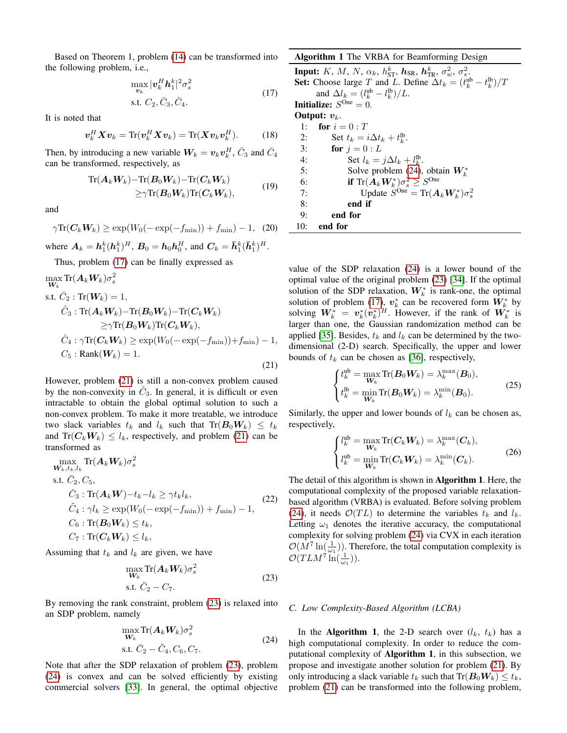Based on Theorem 1, problem (14) can be transformed into the following problem, i.e.,

$$\begin{aligned} \max_{\boldsymbol{v}_k} & |\boldsymbol{v}_k^H \boldsymbol{h}_1^k|^2 \sigma_s^2 \\ \text{s.t. } & C_2, \bar{C}_3, \bar{C}_4. \end{aligned} \tag{17}$$

It is noted that

$$\boldsymbol{v}_k^H \boldsymbol{X} \boldsymbol{v}_k = \text{Tr}(\boldsymbol{v}_k^H \boldsymbol{X} \boldsymbol{v}_k) = \text{Tr}(\boldsymbol{X} \boldsymbol{v}_k \boldsymbol{v}_k^H). \tag{18}$$

Then, by introducing a new variable $\boldsymbol{W}_k = \boldsymbol{v}_k \boldsymbol{v}_k^H$, $\bar{C}_3$ and $\bar{C}_4$ can be transformed, respectively, as

$$\begin{aligned} \text{Tr}(\boldsymbol{A}_k \boldsymbol{W}_k) - \text{Tr}(\boldsymbol{B}_0 \boldsymbol{W}_k) - \text{Tr}(\boldsymbol{C}_k \boldsymbol{W}_k) \\ \geq \gamma \text{Tr}(\boldsymbol{B}_0 \boldsymbol{W}_k) \text{Tr}(\boldsymbol{C}_k \boldsymbol{W}_k), \end{aligned} \tag{19}$$

and

$$\gamma \text{Tr}(\boldsymbol{C}_k \boldsymbol{W}_k) \geq \exp(W_0(-\exp(-f_{\min})) + f_{\min}) - 1, \tag{20}$$

where $\boldsymbol{A}_k = \boldsymbol{h}_1^k (\boldsymbol{h}_1^k)^H$, $\boldsymbol{B}_0 = \boldsymbol{h}_0 \boldsymbol{h}_0^H$, and $\boldsymbol{C}_k = \bar{\boldsymbol{h}}_1^k (\bar{\boldsymbol{h}}_1^k)^H$.

Thus, problem (17) can be finally expressed as

$$\begin{aligned} \max_{\boldsymbol{W}_k} & \text{Tr}(\boldsymbol{A}_k \boldsymbol{W}_k) \sigma_s^2 \\ \text{s.t. } & \bar{C}_2 : \text{Tr}(\boldsymbol{W}_k) = 1, \\ & \hat{C}_3 : \text{Tr}(\boldsymbol{A}_k \boldsymbol{W}_k) - \text{Tr}(\boldsymbol{B}_0 \boldsymbol{W}_k) - \text{Tr}(\boldsymbol{C}_k \boldsymbol{W}_k) \\ & \qquad \geq \gamma \text{Tr}(\boldsymbol{B}_0 \boldsymbol{W}_k) \text{Tr}(\boldsymbol{C}_k \boldsymbol{W}_k), \\ & \hat{C}_4 : \gamma \text{Tr}(\boldsymbol{C}_k \boldsymbol{W}_k) \geq \exp(W_0(-\exp(-f_{\min})) + f_{\min}) - 1, \\ & C_5 : \text{Rank}(\boldsymbol{W}_k) = 1. \end{aligned} \tag{21}$$

However, problem (21) is still a non-convex problem caused by the non-convexity in $\hat{C}_3$. In general, it is difficult or even intractable to obtain the global optimal solution to such a non-convex problem. To make it more treatable, we introduce two slack variables $t_k$ and $l_k$ such that $\text{Tr}(\boldsymbol{B}_0 \boldsymbol{W}_k) \leq t_k$ and $\text{Tr}(\boldsymbol{C}_k \boldsymbol{W}_k) \leq l_k$, respectively, and problem (21) can be transformed as

$$\begin{aligned} \max_{\boldsymbol{W}_k, t_k, l_k} & \text{Tr}(\boldsymbol{A}_k \boldsymbol{W}_k) \sigma_s^2 \\ \text{s.t. } & \bar{C}_2, C_5, \\ & \check{C}_3 : \text{Tr}(\boldsymbol{A}_k \boldsymbol{W}) - t_k - l_k \geq \gamma t_k l_k, \\ & \tilde{C}_4 : \gamma l_k \geq \exp(W_0(-\exp(-f_{\min})) + f_{\min}) - 1, \\ & C_6 : \text{Tr}(\boldsymbol{B}_0 \boldsymbol{W}_k) \leq t_k, \\ & C_7 : \text{Tr}(\boldsymbol{C}_k \boldsymbol{W}_k) \leq l_k, \end{aligned} \tag{22}$$

Assuming that $t_k$ and $l_k$ are given, we have

$$\begin{aligned} \max_{\boldsymbol{W}_k} & \text{Tr}(\boldsymbol{A}_k \boldsymbol{W}_k) \sigma_s^2 \\ \text{s.t. } & \bar{C}_2 - C_7. \end{aligned} \tag{23}$$

By removing the rank constraint, problem (23) is relaxed into an SDP problem, namely

$$\begin{aligned} \max_{\boldsymbol{W}_k} & \text{Tr}(\boldsymbol{A}_k \boldsymbol{W}_k) \sigma_s^2 \\ \text{s.t. } & \bar{C}_2 - \tilde{C}_4, C_6, C_7. \end{aligned} \tag{24}$$

Note that after the SDP relaxation of problem (23), problem (24) is convex and can be solved efficiently by existing commercial solvers [33]. In general, the optimal objective value of the SDP relaxation (24) is a lower bound of the optimal value of the original problem (23) [34]. If the optimal solution of the SDP relaxation, $\boldsymbol{W}_k^*$ is rank-one, the optimal solution of problem (17), $\boldsymbol{v}_k^*$ can be recovered form $\boldsymbol{W}_k^*$ by solving $\boldsymbol{W}_k^* = \boldsymbol{v}_k^* (\boldsymbol{v}_k^*)^H$. However, if the rank of $\boldsymbol{W}_k^*$ is larger than one, the Gaussian randomization method can be applied [35]. Besides, $t_k$ and $l_k$ can be determined by the two-dimensional (2-D) search. Specifically, the upper and lower bounds of $t_k$ can be chosen as [36], respectively,

$$\begin{cases} t_k^{\text{ub}} = \max_{\boldsymbol{W}_k} \text{Tr}(\boldsymbol{B}_0 \boldsymbol{W}_k) = \lambda_k^{\max}(\boldsymbol{B}_0), \\ t_k^{\text{lb}} = \min_{\boldsymbol{W}_k} \text{Tr}(\boldsymbol{B}_0 \boldsymbol{W}_k) = \lambda_k^{\min}(\boldsymbol{B}_0). \end{cases} \tag{25}$$

Similarly, the upper and lower bounds of $l_k$ can be chosen as, respectively,

$$\begin{cases} l_k^{\text{ub}} = \max_{\boldsymbol{W}_k} \text{Tr}(\boldsymbol{C}_k \boldsymbol{W}_k) = \lambda_k^{\max}(\boldsymbol{C}_k), \\ l_k^{\text{ub}} = \min_{\boldsymbol{W}_k} \text{Tr}(\boldsymbol{C}_k \boldsymbol{W}_k) = \lambda_k^{\min}(\boldsymbol{C}_k). \end{cases} \tag{26}$$

The detail of this algorithm is shown in **Algorithm 1**. Here, the computational complexity of the proposed variable relaxation-based algorithm (VRBA) is evaluated. Before solving problem (24), it needs $\mathcal{O}(TL)$ to determine the variables $t_k$ and $l_k$. Letting $\omega_1$ denotes the iterative accuracy, the computational complexity for solving problem (24) via CVX in each iteration $\mathcal{O}(M^7 \ln(\frac{1}{\omega_1}))$. Therefore, the total computation complexity is $\mathcal{O}(TLM^7 \ln(\frac{1}{\omega_1}))$.

**Algorithm 1** The VRBA for Beamforming Design

**Input:** $K$, $M$, $N$, $\alpha_k$, $h_{\text{ST}}^k$, $\boldsymbol{h}_{\text{SR}}$, $\boldsymbol{h}_{\text{TR}}^k$, $\sigma_w^2$, $\sigma_s^2$.
**Set:** Choose large $T$ and $L$. Define $\Delta t_k = (t_k^{\text{ub}} - t_k^{\text{lb}})/T$ and $\Delta l_k = (l_k^{\text{ub}} - l_k^{\text{lb}})/L$.
**Initialize:** $S^{\text{One}} = 0$.
**Output:** $\boldsymbol{v}_k$.

```
1:  for i = 0 : T
2:      Set t_k = iΔt_k + t_k^lb.
3:      for j = 0 : L
4:          Set l_k = jΔl_k + l_k^lb.
5:          Solve problem (24), obtain W_k^*
6:          if Tr(A_k W_k^*)σ_s^2 ≥ S^One
7:              Update S^One = Tr(A_k W_k^*)σ_s^2
8:          end if
9:      end for
10: end for
```

### C. Low Complexity-Based Algorithm (LCBA)

In the **Algorithm 1**, the 2-D search over ($l_k$, $t_k$) has a high computational complexity. In order to reduce the computational complexity of **Algorithm 1**, in this subsection, we propose and investigate another solution for problem (21). By only introducing a slack variable $t_k$ such that $\text{Tr}(\boldsymbol{B}_0 \boldsymbol{W}_k) \leq t_k$, problem (21) can be transformed into the following problem,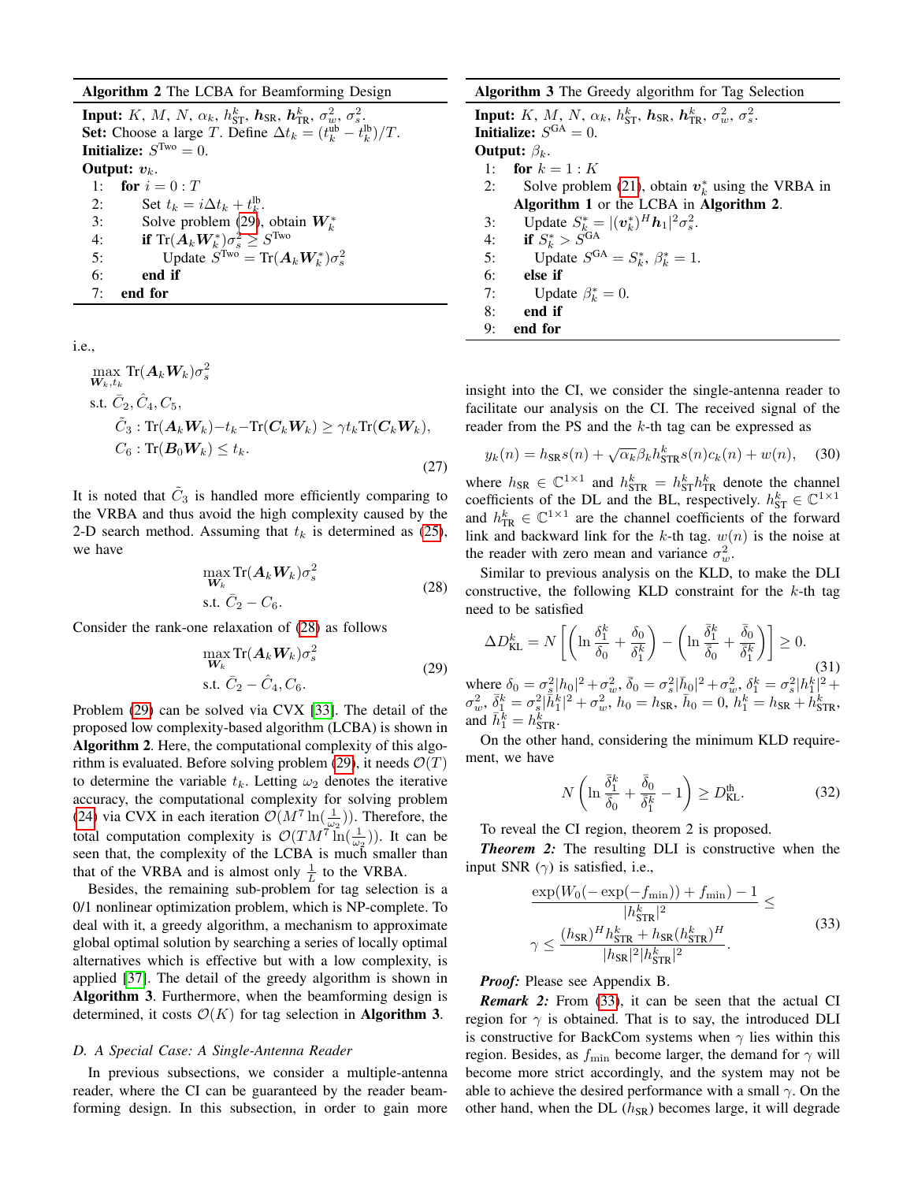**Algorithm 2** The LCBA for Beamforming Design

**Input:** $K$, $M$, $N$, $\alpha_k$, $h_{\rm ST}^k$, $\boldsymbol{h}_{\rm SR}$, $\boldsymbol{h}_{\rm TR}^k$, $\sigma_w^2$, $\sigma_s^2$.
**Set:** Choose a large $T$. Define $\Delta t_k = (t_k^{\rm ub} - t_k^{\rm lb})/T$.
**Initialize:** $S^{\rm Two} = 0$.
**Output:** $\boldsymbol{v}_k$.

1: **for** $i = 0 : T$
2: Set $t_k = i\Delta t_k + t_k^{\rm lb}$.
3: Solve problem (29), obtain $\boldsymbol{W}_k^*$
4: **if** ${\rm Tr}(\boldsymbol{A}_k\boldsymbol{W}_k^*)\sigma_s^2 \geq S^{\rm Two}$
5: Update $S^{\rm Two} = {\rm Tr}(\boldsymbol{A}_k\boldsymbol{W}_k^*)\sigma_s^2$
6: **end if**
7: **end for**

i.e.,

$$\begin{aligned}
&\max_{\boldsymbol{W}_k, t_k} {\rm Tr}(\boldsymbol{A}_k\boldsymbol{W}_k)\sigma_s^2 \\
&\text{s.t. } \bar{C}_2, \hat{C}_4, C_5, \\
&\quad \tilde{C}_3 : {\rm Tr}(\boldsymbol{A}_k\boldsymbol{W}_k) - t_k - {\rm Tr}(\boldsymbol{C}_k\boldsymbol{W}_k) \geq \gamma t_k {\rm Tr}(\boldsymbol{C}_k\boldsymbol{W}_k), \\
&\quad C_6 : {\rm Tr}(\boldsymbol{B}_0\boldsymbol{W}_k) \leq t_k.
\end{aligned} \tag{27}$$

It is noted that $\tilde{C}_3$ is handled more efficiently comparing to the VRBA and thus avoid the high complexity caused by the 2-D search method. Assuming that $t_k$ is determined as (25), we have

$$\begin{aligned}
&\max_{\boldsymbol{W}_k} {\rm Tr}(\boldsymbol{A}_k\boldsymbol{W}_k)\sigma_s^2 \\
&\text{s.t. } \bar{C}_2 - C_6.
\end{aligned} \tag{28}$$

Consider the rank-one relaxation of (28) as follows

$$\begin{aligned}
&\max_{\boldsymbol{W}_k} {\rm Tr}(\boldsymbol{A}_k\boldsymbol{W}_k)\sigma_s^2 \\
&\text{s.t. } \bar{C}_2 - \hat{C}_4, C_6.
\end{aligned} \tag{29}$$

Problem (29) can be solved via CVX [33]. The detail of the proposed low computational complexity-based algorithm (LCBA) is shown in **Algorithm 2**. Here, the computational complexity of this algorithm is evaluated. Before solving problem (29), it needs $\mathcal{O}(T)$ to determine the variable $t_k$. Letting $\omega_2$ denotes the iterative accuracy, the computational complexity for solving problem (24) via CVX in each iteration $\mathcal{O}(M^7\ln(\frac{1}{\omega_2}))$. Therefore, the total computation complexity is $\mathcal{O}(TM^7\ln(\frac{1}{\omega_2}))$. It can be seen that, the complexity of the LCBA is much smaller than that of the VRBA and is almost only $\frac{1}{L}$ to the VRBA.

Besides, the remaining sub-problem for tag selection is a 0/1 nonlinear optimization problem, which is NP-complete. To deal with it, a greedy algorithm, a mechanism to approximate global optimal solution by searching a series of locally optimal alternatives which is effective but with a low complexity, is applied [37]. The detail of the greedy algorithm is shown in **Algorithm 3**. Furthermore, when the beamforming design is determined, it costs $\mathcal{O}(K)$ for tag selection in **Algorithm 3**.

### D. A Special Case: A Single-Antenna Reader

In previous subsections, we consider a multiple-antenna reader, where the CI can be guaranteed by the reader beamforming design. In this subsection, in order to gain more insight into the CI, we consider the single-antenna reader to facilitate our analysis on the CI. The received signal of the reader from the PS and the $k$-th tag can be expressed as

**Algorithm 3** The Greedy algorithm for Tag Selection

**Input:** $K$, $M$, $N$, $\alpha_k$, $h_{\rm ST}^k$, $\boldsymbol{h}_{\rm SR}$, $\boldsymbol{h}_{\rm TR}^k$, $\sigma_w^2$, $\sigma_s^2$.
**Initialize:** $S^{\rm GA} = 0$.
**Output:** $\beta_k$.

1: **for** $k = 1 : K$
2: Solve problem (21), obtain $\boldsymbol{v}_k^*$ using the VRBA in **Algorithm 1** or the LCBA in **Algorithm 2**.
3: Update $S_k^* = |(\boldsymbol{v}_k^*)^H\boldsymbol{h}_1|^2\sigma_s^2$.
4: **if** $S_k^* > S^{\rm GA}$
5: Update $S^{\rm GA} = S_k^*$, $\beta_k^* = 1$.
6: **else if**
7: Update $\beta_k^* = 0$.
8: **end if**
9: **end for**

$$y_k(n) = h_{\rm SR}s(n) + \sqrt{\alpha_k}\beta_k h_{\rm STR}^k s(n)c_k(n) + w(n), \tag{30}$$

where $h_{\rm SR} \in \mathbb{C}^{1\times 1}$ and $h_{\rm STR}^k = h_{\rm ST}^k h_{\rm TR}^k$ denote the channel coefficients of the DL and the BL, respectively. $h_{\rm ST}^k \in \mathbb{C}^{1\times 1}$ and $h_{\rm TR}^k \in \mathbb{C}^{1\times 1}$ are the channel coefficients of the forward link and backward link for the $k$-th tag. $w(n)$ is the noise at the reader with zero mean and variance $\sigma_w^2$.

Similar to previous analysis on the KLD, to make the DLI constructive, the following KLD constraint for the $k$-th tag need to be satisfied

$$\Delta D_{\rm KL}^k = N\left[\left(\ln\frac{\delta_1^k}{\delta_0} + \frac{\delta_0}{\delta_1^k}\right) - \left(\ln\frac{\bar{\delta}_1^k}{\bar{\delta}_0} + \frac{\bar{\delta}_0}{\bar{\delta}_1^k}\right)\right] \geq 0. \tag{31}$$

where $\delta_0 = \sigma_s^2|h_0|^2 + \sigma_w^2$, $\bar{\delta}_0 = \sigma_s^2|\bar{h}_0|^2 + \sigma_w^2$, $\delta_1^k = \sigma_s^2|h_1^k|^2 + \sigma_w^2$, $\bar{\delta}_1^k = \sigma_s^2|\bar{h}_1^k|^2 + \sigma_w^2$, $h_0 = h_{\rm SR}$, $\bar{h}_0 = 0$, $h_1^k = h_{\rm SR} + h_{\rm STR}^k$, and $\bar{h}_1^k = h_{\rm STR}^k$.

On the other hand, considering the minimum KLD requirement, we have

$$N\left(\ln\frac{\bar{\delta}_1^k}{\bar{\delta}_0} + \frac{\bar{\delta}_0}{\bar{\delta}_1^k} - 1\right) \geq D_{\rm KL}^{\rm th}. \tag{32}$$

To reveal the CI region, theorem 2 is proposed.

***Theorem 2:*** The resulting DLI is constructive when the input SNR ($\gamma$) is satisfied, i.e.,

$$\begin{aligned}
&\frac{\exp(W_0(-\exp(-f_{\min})) + f_{\min}) - 1}{|h_{\rm STR}^k|^2} \leq \\
&\gamma \leq \frac{(h_{\rm SR})^H h_{\rm STR}^k + h_{\rm SR}(h_{\rm STR}^k)^H}{|h_{\rm SR}|^2|h_{\rm STR}^k|^2}.
\end{aligned} \tag{33}$$

*Proof:* Please see Appendix B.

***Remark 2:*** From (33), it can be seen that the actual CI region for $\gamma$ is obtained. That is to say, the introduced DLI is constructive for BackCom systems when $\gamma$ lies within this region. Besides, as $f_{\min}$ become larger, the demand for $\gamma$ will become more strict accordingly, and the system may not be able to achieve the desired performance with a small $\gamma$. On the other hand, when the DL ($h_{\rm SR}$) becomes large, it will degrade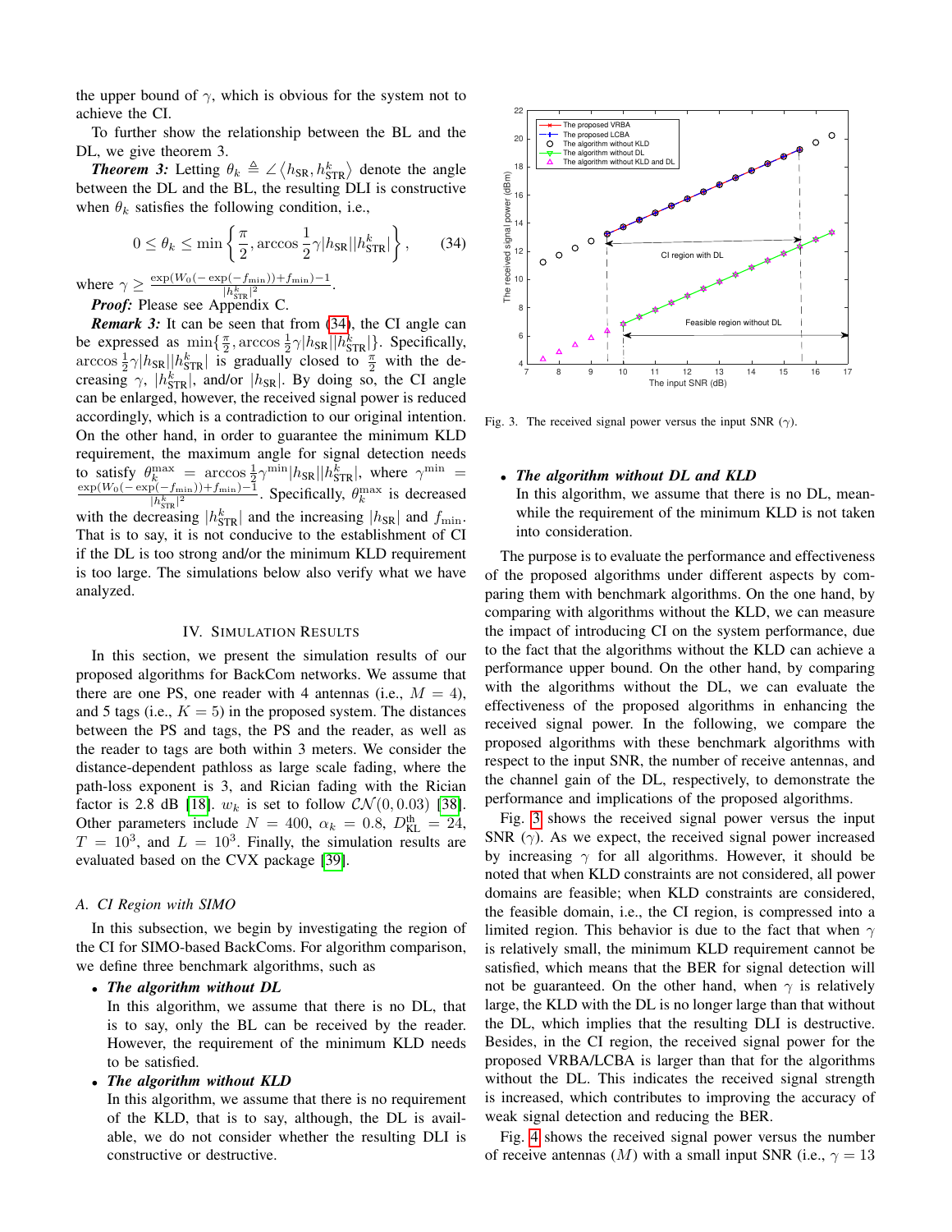the upper bound of $\gamma$, which is obvious for the system not to achieve the CI.

To further show the relationship between the BL and the DL, we give theorem 3.

***Theorem 3:*** Letting $\theta_k \triangleq \angle\langle h_{\text{SR}}, h_{\text{STR}}^k\rangle$ denote the angle between the DL and the BL, the resulting DLI is constructive when $\theta_k$ satisfies the following condition, i.e.,

$$0 \leq \theta_k \leq \min\left\{\frac{\pi}{2}, \arccos\frac{1}{2}\gamma|h_{\text{SR}}||h_{\text{STR}}^k|\right\}, \tag{34}$$

where $\gamma \geq \frac{\exp(W_0(-\exp(-f_{\min}))+f_{\min})-1}{|h_{\text{STR}}^k|^2}$.

***Proof:*** Please see Appendix C.

***Remark 3:*** It can be seen that from (34), the CI angle can be expressed as $\min\{\frac{\pi}{2}, \arccos\frac{1}{2}\gamma|h_{\text{SR}}||h_{\text{STR}}^k|\}$. Specifically, $\arccos\frac{1}{2}\gamma|h_{\text{SR}}||h_{\text{STR}}^k|$ is gradually closed to $\frac{\pi}{2}$ with the decreasing $\gamma$, $|h_{\text{STR}}^k|$, and/or $|h_{\text{SR}}|$. By doing so, the CI angle can be enlarged, however, the received signal power is reduced accordingly, which is a contradiction to our original intention. On the other hand, in order to guarantee the minimum KLD requirement, the maximum angle for signal detection needs to satisfy $\theta_k^{\max} = \arccos\frac{1}{2}\gamma^{\min}|h_{\text{SR}}||h_{\text{STR}}^k|$, where $\gamma^{\min} = \frac{\exp(W_0(-\exp(-f_{\min}))+f_{\min})-1}{|h_{\text{STR}}^k|^2}$. Specifically, $\theta_k^{\max}$ is decreased with the decreasing $|h_{\text{STR}}^k|$ and the increasing $|h_{\text{SR}}|$ and $f_{\min}$. That is to say, it is not conducive to the establishment of CI if the DL is too strong and/or the minimum KLD requirement is too large. The simulations below also verify what we have analyzed.

## IV. Simulation Results

In this section, we present the simulation results of our proposed algorithms for BackCom networks. We assume that there are one PS, one reader with 4 antennas (i.e., $M = 4$), and 5 tags (i.e., $K = 5$) in the proposed system. The distances between the PS and tags, the PS and the reader, as well as the reader to tags are both within 3 meters. We consider the distance-dependent pathloss as large scale fading, where the path-loss exponent is 3, and Rician fading with the Rician factor is 2.8 dB [18]. $w_k$ is set to follow $\mathcal{CN}(0, 0.03)$ [38]. Other parameters include $N = 400$, $\alpha_k = 0.8$, $D_{\text{KL}}^{\text{th}} = 24$, $T = 10^3$, and $L = 10^3$. Finally, the simulation results are evaluated based on the CVX package [39].

### A. CI Region with SIMO

In this subsection, we begin by investigating the region of the CI for SIMO-based BackComs. For algorithm comparison, we define three benchmark algorithms, such as

- ***The algorithm without DL***
  In this algorithm, we assume that there is no DL, that is to say, only the BL can be received by the reader. However, the requirement of the minimum KLD needs to be satisfied.
- ***The algorithm without KLD***
  In this algorithm, we assume that there is no requirement of the KLD, that is to say, although, the DL is available, we do not consider whether the resulting DLI is constructive or destructive.
- ***The algorithm without DL and KLD***
  In this algorithm, we assume that there is no DL, meanwhile the requirement of the minimum KLD is not taken into consideration.

Fig. 3. The received signal power versus the input SNR ($\gamma$).

The purpose is to evaluate the performance and effectiveness of the proposed algorithms under different aspects by comparing them with benchmark algorithms. On the one hand, by comparing with algorithms without the KLD, we can measure the impact of introducing CI on the system performance, due to the fact that the algorithms without the KLD can achieve a performance upper bound. On the other hand, by comparing with the algorithms without the DL, we can evaluate the effectiveness of the proposed algorithms in enhancing the received signal power. In the following, we compare the proposed algorithms with these benchmark algorithms with respect to the input SNR, the number of receive antennas, and the channel gain of the DL, respectively, to demonstrate the performance and implications of the proposed algorithms.

Fig. 3 shows the received signal power versus the input SNR ($\gamma$). As we expect, the received signal power increased by increasing $\gamma$ for all algorithms. However, it should be noted that when KLD constraints are not considered, all power domains are feasible; when KLD constraints are considered, the feasible domain, i.e., the CI region, is compressed into a limited region. This behavior is due to the fact that when $\gamma$ is relatively small, the minimum KLD requirement cannot be satisfied, which means that the BER for signal detection will not be guaranteed. On the other hand, when $\gamma$ is relatively large, the KLD with the DL is no longer large than that without the DL, which implies that the resulting DLI is destructive. Besides, in the CI region, the received signal power for the proposed VRBA/LCBA is larger than that for the algorithms without the DL. This indicates the received signal strength is increased, which contributes to improving the accuracy of weak signal detection and reducing the BER.

Fig. 4 shows the received signal power versus the number of receive antennas ($M$) with a small input SNR (i.e., $\gamma = 13$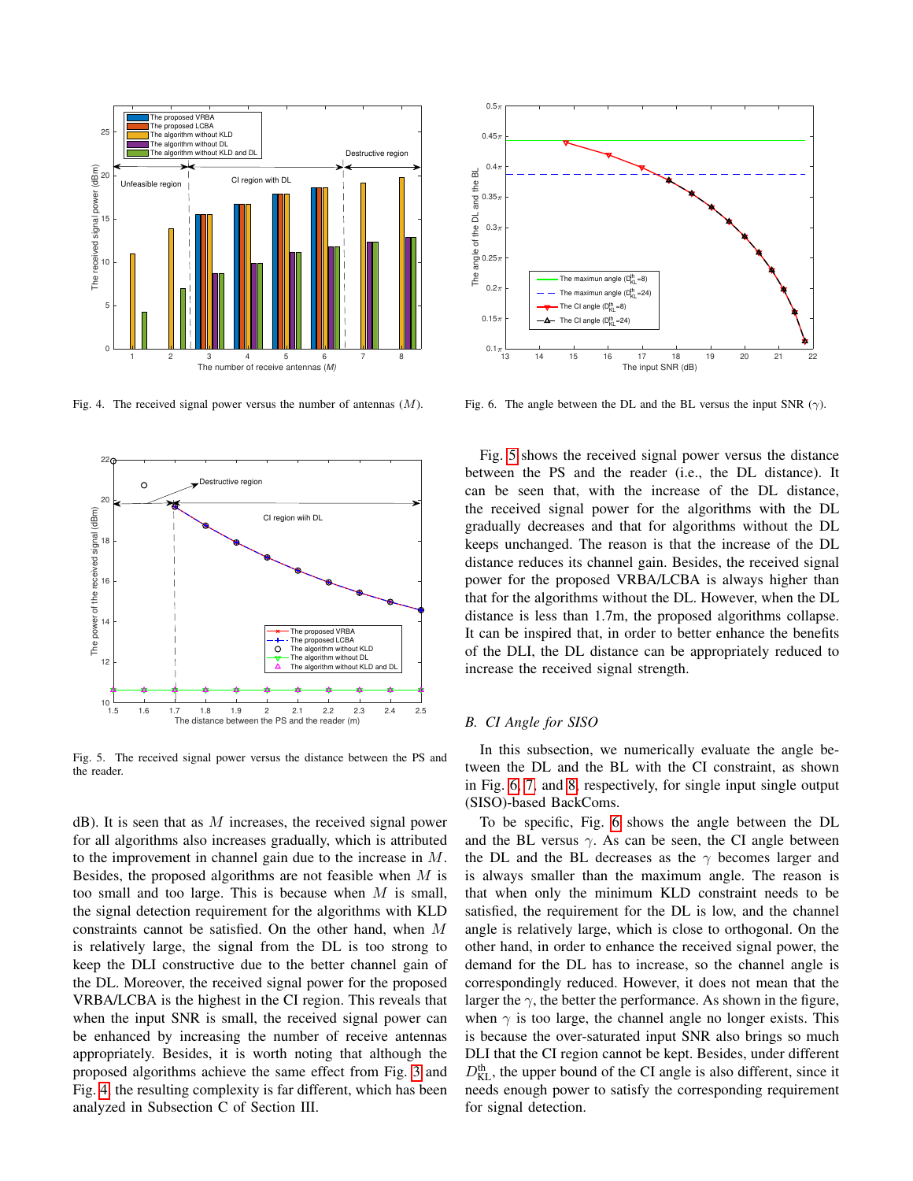Fig. 4. The received signal power versus the number of antennas ($M$).

Fig. 5. The received signal power versus the distance between the PS and the reader.

dB). It is seen that as $M$ increases, the received signal power for all algorithms also increases gradually, which is attributed to the improvement in channel gain due to the increase in $M$. Besides, the proposed algorithms are not feasible when $M$ is too small and too large. This is because when $M$ is small, the signal detection requirement for the algorithms with KLD constraints cannot be satisfied. On the other hand, when $M$ is relatively large, the signal from the DL is too strong to keep the DLI constructive due to the better channel gain of the DL. Moreover, the received signal power for the proposed VRBA/LCBA is the highest in the CI region. This reveals that when the input SNR is small, the received signal power can be enhanced by increasing the number of receive antennas appropriately. Besides, it is worth noting that although the proposed algorithms achieve the same effect from Fig. 3 and Fig. 4, the resulting complexity is far different, which has been analyzed in Subsection C of Section III.

Fig. 6. The angle between the DL and the BL versus the input SNR ($\gamma$).

Fig. 5 shows the received signal power versus the distance between the PS and the reader (i.e., the DL distance). It can be seen that, with the increase of the DL distance, the received signal power for the algorithms with the DL gradually decreases and that for algorithms without the DL keeps unchanged. The reason is that the increase of the DL distance reduces its channel gain. Besides, the received signal power for the proposed VRBA/LCBA is always higher than that for the algorithms without the DL. However, when the DL distance is less than 1.7m, the proposed algorithms collapse. It can be inspired that, in order to better enhance the benefits of the DLI, the DL distance can be appropriately reduced to increase the received signal strength.

### B. CI Angle for SISO

In this subsection, we numerically evaluate the angle between the DL and the BL with the CI constraint, as shown in Fig. 6, 7, and 8, respectively, for single input single output (SISO)-based BackComs.

To be specific, Fig. 6 shows the angle between the DL and the BL versus $\gamma$. As can be seen, the CI angle between the DL and the BL decreases as the $\gamma$ becomes larger and is always smaller than the maximum angle. The reason is that when only the minimum KLD constraint needs to be satisfied, the requirement for the DL is low, and the channel angle is relatively large, which is close to orthogonal. On the other hand, in order to enhance the received signal power, the demand for the DL has to increase, so the channel angle is correspondingly reduced. However, it does not mean that the larger the $\gamma$, the better the performance. As shown in the figure, when $\gamma$ is too large, the channel angle no longer exists. This is because the over-saturated input SNR also brings so much DLI that the CI region cannot be kept. Besides, under different $D_{\mathrm{KL}}^{\mathrm{th}}$, the upper bound of the CI angle is also different, since it needs enough power to satisfy the corresponding requirement for signal detection.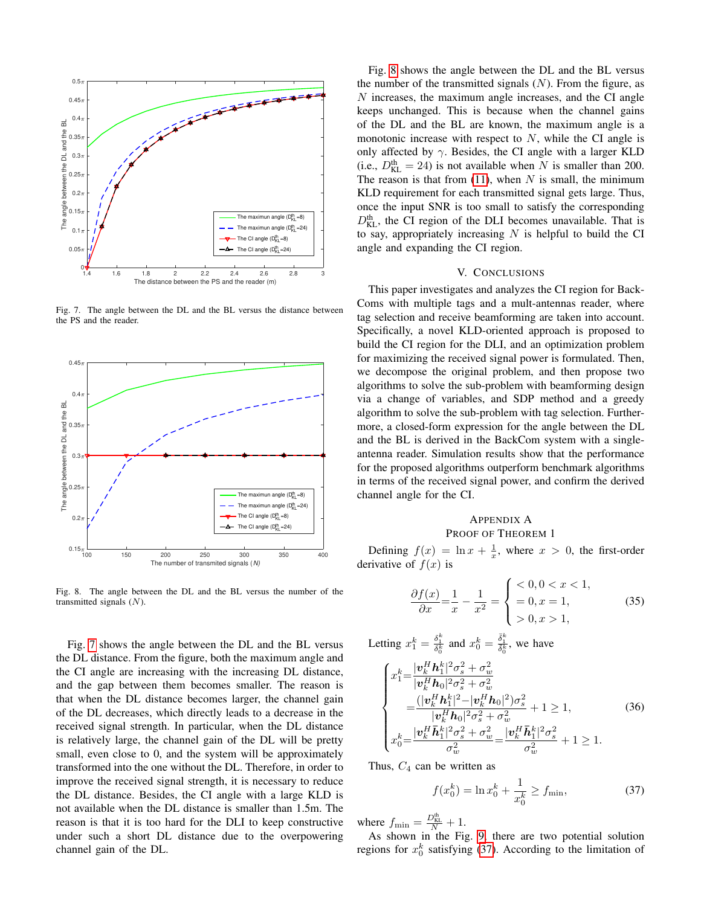Fig. 7. The angle between the DL and the BL versus the distance between the PS and the reader.

Fig. 8. The angle between the DL and the BL versus the number of the transmitted signals ($N$).

Fig. 7 shows the angle between the DL and the BL versus the DL distance. From the figure, both the maximum angle and the CI angle are increasing with the increasing DL distance, and the gap between them becomes smaller. The reason is that when the DL distance becomes larger, the channel gain of the DL decreases, which directly leads to a decrease in the received signal strength. In particular, when the DL distance is relatively large, the channel gain of the DL will be pretty small, even close to 0, and the system will be approximately transformed into the one without the DL. Therefore, in order to improve the received signal strength, it is necessary to reduce the DL distance. Besides, the CI angle with a large KLD is not available when the DL distance is smaller than 1.5m. The reason is that it is too hard for the DLI to keep constructive under such a short DL distance due to the overpowering channel gain of the DL.

Fig. 8 shows the angle between the DL and the BL versus the number of the transmitted signals ($N$). From the figure, as $N$ increases, the maximum angle increases, and the CI angle keeps unchanged. This is because when the channel gains of the DL and the BL are known, the maximum angle is a monotonic increase with respect to $N$, while the CI angle is only affected by $\gamma$. Besides, the CI angle with a larger KLD (i.e., $D_{\text{KL}}^{\text{th}} = 24$) is not available when $N$ is smaller than 200. The reason is that from (11), when $N$ is small, the minimum KLD requirement for each transmitted signal gets large. Thus, once the input SNR is too small to satisfy the corresponding $D_{\text{KL}}^{\text{th}}$, the CI region of the DLI becomes unavailable. That is to say, appropriately increasing $N$ is helpful to build the CI angle and expanding the CI region.

## V. Conclusions

This paper investigates and analyzes the CI region for BackComs with multiple tags and a mult-antennas reader, where tag selection and receive beamforming are taken into account. Specifically, a novel KLD-oriented approach is proposed to build the CI region for the DLI, and an optimization problem for maximizing the received signal power is formulated. Then, we decompose the original problem, and then propose two algorithms to solve the sub-problem with beamforming design via a change of variables, and SDP method and a greedy algorithm to solve the sub-problem with tag selection. Furthermore, a closed-form expression for the angle between the DL and the BL is derived in the BackCom system with a single-antenna reader. Simulation results show that the performance for the proposed algorithms outperform benchmark algorithms in terms of the received signal power, and confirm the derived channel angle for the CI.

## Appendix A
## Proof of Theorem 1

Defining $f(x) = \ln x + \frac{1}{x}$, where $x > 0$, the first-order derivative of $f(x)$ is

$$\frac{\partial f(x)}{\partial x} = \frac{1}{x} - \frac{1}{x^2} = \begin{cases} < 0, 0 < x < 1, \\ = 0, x = 1, \\ > 0, x > 1, \end{cases} \tag{35}$$

Letting $x_1^k = \frac{\delta_1^k}{\delta_0^k}$ and $x_0^k = \frac{\bar{\delta}_1^k}{\bar{\delta}_0^k}$, we have

$$\begin{cases} x_1^k = \dfrac{|\boldsymbol{v}_k^H \boldsymbol{h}_1^k|^2 \sigma_s^2 + \sigma_w^2}{|\boldsymbol{v}_k^H \boldsymbol{h}_0|^2 \sigma_s^2 + \sigma_w^2} \\ \quad = \dfrac{(|\boldsymbol{v}_k^H \boldsymbol{h}_1^k|^2 - |\boldsymbol{v}_k^H \boldsymbol{h}_0|^2)\sigma_s^2}{|\boldsymbol{v}_k^H \boldsymbol{h}_0|^2 \sigma_s^2 + \sigma_w^2} + 1 \geq 1, \\ x_0^k = \dfrac{|\boldsymbol{v}_k^H \bar{\boldsymbol{h}}_1^k|^2 \sigma_s^2 + \sigma_w^2}{\sigma_w^2} = \dfrac{|\boldsymbol{v}_k^H \bar{\boldsymbol{h}}_1^k|^2 \sigma_s^2}{\sigma_w^2} + 1 \geq 1. \end{cases} \tag{36}$$

Thus, $C_4$ can be written as

$$f(x_0^k) = \ln x_0^k + \frac{1}{x_0^k} \geq f_{\min}, \tag{37}$$

where $f_{\min} = \frac{D_{\text{KL}}^{\text{th}}}{N} + 1$.

As shown in the Fig. 9, there are two potential solution regions for $x_0^k$ satisfying (37). According to the limitation of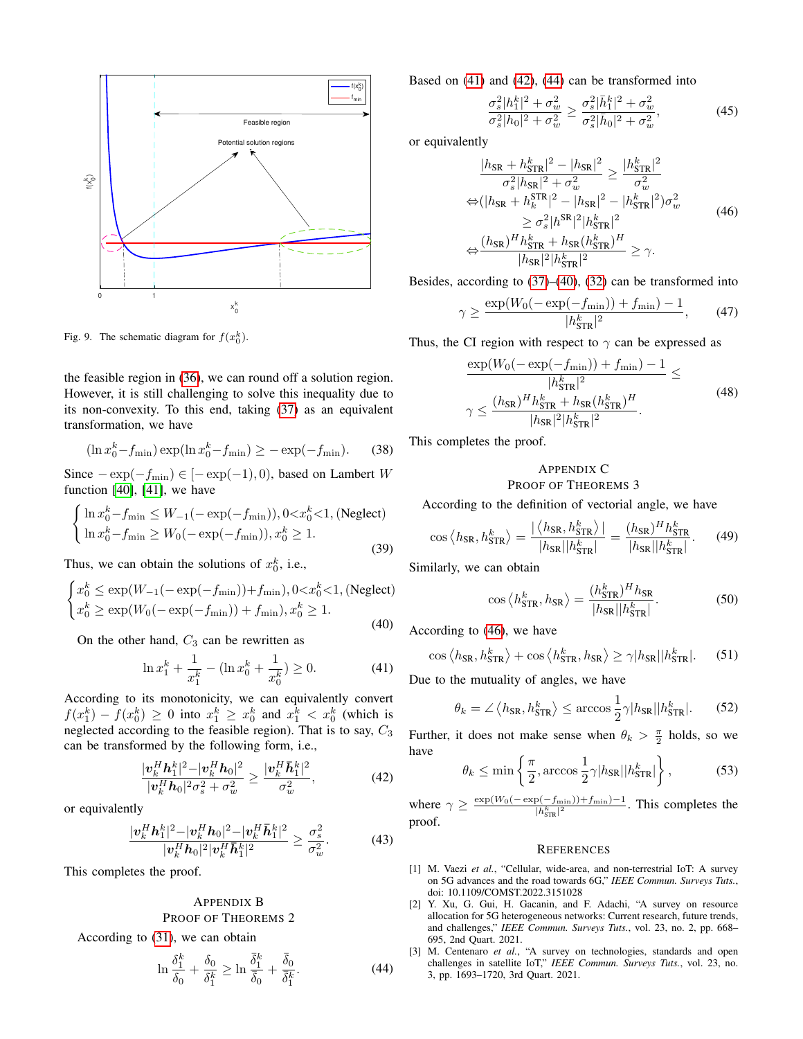Fig. 9. The schematic diagram for $f(x_0^k)$.

the feasible region in (36), we can round off a solution region. However, it is still challenging to solve this inequality due to its non-convexity. To this end, taking (37) as an equivalent transformation, we have

$$(\ln x_0^k - f_{\min}) \exp(\ln x_0^k - f_{\min}) \geq -\exp(-f_{\min}). \tag{38}$$

Since $-\exp(-f_{\min}) \in [-\exp(-1), 0)$, based on Lambert $W$ function [40], [41], we have

$$\begin{cases} \ln x_0^k - f_{\min} \leq W_{-1}(-\exp(-f_{\min})), 0 < x_0^k < 1, \text{(Neglect)} \\ \ln x_0^k - f_{\min} \geq W_0(-\exp(-f_{\min})), x_0^k \geq 1. \end{cases} \tag{39}$$

Thus, we can obtain the solutions of $x_0^k$, i.e.,

$$\begin{cases} x_0^k \leq \exp(W_{-1}(-\exp(-f_{\min})) + f_{\min}), 0 < x_0^k < 1, \text{(Neglect)} \\ x_0^k \geq \exp(W_0(-\exp(-f_{\min})) + f_{\min}), x_0^k \geq 1. \end{cases} \tag{40}$$

On the other hand, $C_3$ can be rewritten as

$$\ln x_1^k + \frac{1}{x_1^k} - (\ln x_0^k + \frac{1}{x_0^k}) \geq 0. \tag{41}$$

According to its monotonicity, we can equivalently convert $f(x_1^k) - f(x_0^k) \geq 0$ into $x_1^k \geq x_0^k$ and $x_1^k < x_0^k$ (which is neglected according to the feasible region). That is to say, $C_3$ can be transformed by the following form, i.e.,

$$\frac{|\boldsymbol{v}_k^H \boldsymbol{h}_1^k|^2 - |\boldsymbol{v}_k^H \boldsymbol{h}_0|^2}{|\boldsymbol{v}_k^H \boldsymbol{h}_0|^2 \sigma_s^2 + \sigma_w^2} \geq \frac{|\boldsymbol{v}_k^H \bar{\boldsymbol{h}}_1^k|^2}{\sigma_w^2}, \tag{42}$$

or equivalently

$$\frac{|\boldsymbol{v}_k^H \boldsymbol{h}_1^k|^2 - |\boldsymbol{v}_k^H \boldsymbol{h}_0|^2 - |\boldsymbol{v}_k^H \bar{\boldsymbol{h}}_1^k|^2}{|\boldsymbol{v}_k^H \boldsymbol{h}_0|^2 |\boldsymbol{v}_k^H \bar{\boldsymbol{h}}_1^k|^2} \geq \frac{\sigma_s^2}{\sigma_w^2}. \tag{43}$$

This completes the proof.

## Appendix B
## Proof of Theorems 2

According to (31), we can obtain

$$\ln \frac{\delta_1^k}{\delta_0} + \frac{\delta_0}{\delta_1^k} \geq \ln \frac{\bar{\delta}_1^k}{\bar{\delta}_0} + \frac{\bar{\delta}_0}{\bar{\delta}_1^k}. \tag{44}$$

Based on (41) and (42), (44) can be transformed into

$$\frac{\sigma_s^2 |h_1^k|^2 + \sigma_w^2}{\sigma_s^2 |h_0|^2 + \sigma_w^2} \geq \frac{\sigma_s^2 |\bar{h}_1^k|^2 + \sigma_w^2}{\sigma_s^2 |h_0|^2 + \sigma_w^2}, \tag{45}$$

or equivalently

$$\begin{aligned} &\frac{|h_{\mathrm{SR}} + h_{\mathrm{STR}}^k|^2 - |h_{\mathrm{SR}}|^2}{\sigma_s^2 |h_{\mathrm{SR}}|^2 + \sigma_w^2} \geq \frac{|h_{\mathrm{STR}}^k|^2}{\sigma_w^2} \\ \Leftrightarrow &(|h_{\mathrm{SR}} + h_k^{\mathrm{STR}}|^2 - |h_{\mathrm{SR}}|^2 - |h_{\mathrm{STR}}^k|^2)\sigma_w^2 \\ &\geq \sigma_s^2 |h^{\mathrm{SR}}|^2 |h_{\mathrm{STR}}^k|^2 \\ \Leftrightarrow &\frac{(h_{\mathrm{SR}})^H h_{\mathrm{STR}}^k + h_{\mathrm{SR}} (h_{\mathrm{STR}}^k)^H}{|h_{\mathrm{SR}}|^2 |h_{\mathrm{STR}}^k|^2} \geq \gamma. \end{aligned} \tag{46}$$

Besides, according to (37)–(40), (32) can be transformed into

$$\gamma \geq \frac{\exp(W_0(-\exp(-f_{\min})) + f_{\min}) - 1}{|h_{\mathrm{STR}}^k|^2}, \tag{47}$$

Thus, the CI region with respect to $\gamma$ can be expressed as

$$\begin{aligned} &\frac{\exp(W_0(-\exp(-f_{\min})) + f_{\min}) - 1}{|h_{\mathrm{STR}}^k|^2} \leq \\ &\gamma \leq \frac{(h_{\mathrm{SR}})^H h_{\mathrm{STR}}^k + h_{\mathrm{SR}} (h_{\mathrm{STR}}^k)^H}{|h_{\mathrm{SR}}|^2 |h_{\mathrm{STR}}^k|^2}. \end{aligned} \tag{48}$$

This completes the proof.

## Appendix C
## Proof of Theorems 3

According to the definition of vectorial angle, we have

$$\cos\langle h_{\mathrm{SR}}, h_{\mathrm{STR}}^k \rangle = \frac{|\langle h_{\mathrm{SR}}, h_{\mathrm{STR}}^k \rangle|}{|h_{\mathrm{SR}}||h_{\mathrm{STR}}^k|} = \frac{(h_{\mathrm{SR}})^H h_{\mathrm{STR}}^k}{|h_{\mathrm{SR}}||h_{\mathrm{STR}}^k|}. \tag{49}$$

Similarly, we can obtain

$$\cos\langle h_{\mathrm{STR}}^k, h_{\mathrm{SR}} \rangle = \frac{(h_{\mathrm{STR}}^k)^H h_{\mathrm{SR}}}{|h_{\mathrm{SR}}||h_{\mathrm{STR}}^k|}. \tag{50}$$

According to (46), we have

$$\cos\langle h_{\mathrm{SR}}, h_{\mathrm{STR}}^k \rangle + \cos\langle h_{\mathrm{STR}}^k, h_{\mathrm{SR}} \rangle \geq \gamma |h_{\mathrm{SR}}||h_{\mathrm{STR}}^k|. \tag{51}$$

Due to the mutuality of angles, we have

$$\theta_k = \angle\langle h_{\mathrm{SR}}, h_{\mathrm{STR}}^k \rangle \leq \arccos \frac{1}{2}\gamma |h_{\mathrm{SR}}||h_{\mathrm{STR}}^k|. \tag{52}$$

Further, it does not make sense when $\theta_k > \frac{\pi}{2}$ holds, so we have

$$\theta_k \leq \min\left\{\frac{\pi}{2}, \arccos \frac{1}{2}\gamma |h_{\mathrm{SR}}||h_{\mathrm{STR}}^k|\right\}, \tag{53}$$

where $\gamma \geq \frac{\exp(W_0(-\exp(-f_{\min})) + f_{\min}) - 1}{|h_{\mathrm{STR}}^k|^2}$. This completes the proof.

## References

[1] M. Vaezi *et al.*, "Cellular, wide-area, and non-terrestrial IoT: A survey on 5G advances and the road towards 6G," *IEEE Commun. Surveys Tuts.*, doi: 10.1109/COMST.2022.3151028

[2] Y. Xu, G. Gui, H. Gacanin, and F. Adachi, "A survey on resource allocation for 5G heterogeneous networks: Current research, future trends, and challenges," *IEEE Commun. Surveys Tuts.*, vol. 23, no. 2, pp. 668–695, 2nd Quart. 2021.

[3] M. Centenaro *et al.*, "A survey on technologies, standards and open challenges in satellite IoT," *IEEE Commun. Surveys Tuts.*, vol. 23, no. 3, pp. 1693–1720, 3rd Quart. 2021.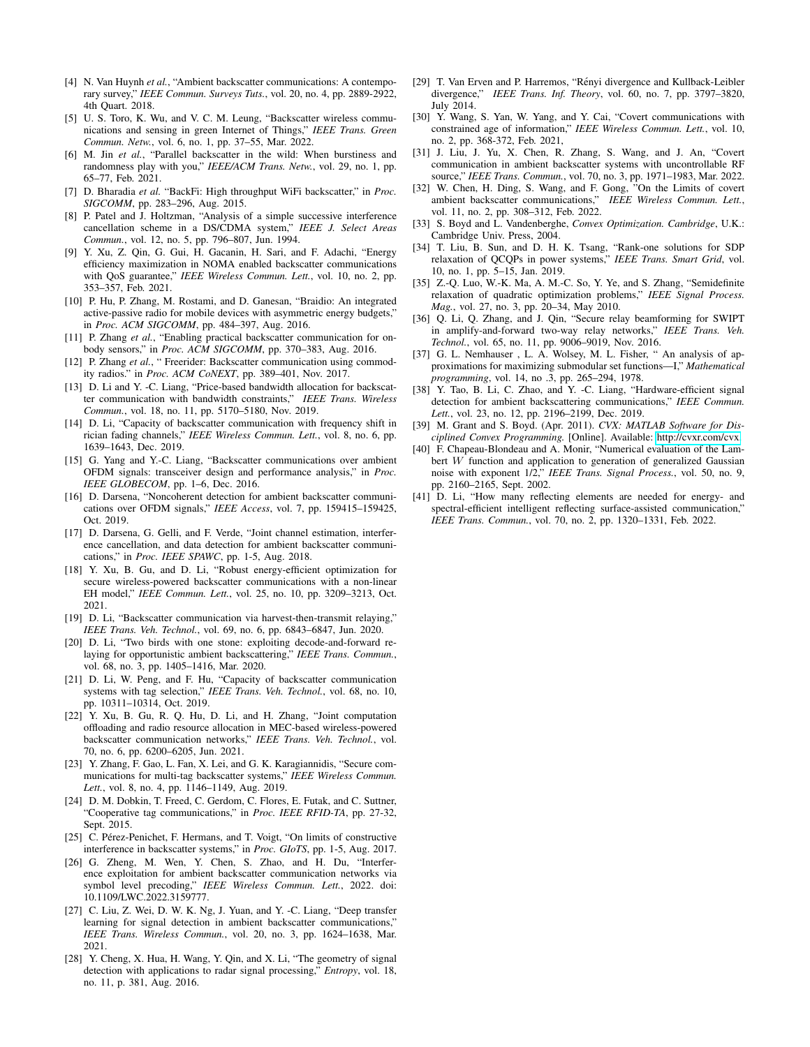[4] N. Van Huynh *et al.*, "Ambient backscatter communications: A contemporary survey," *IEEE Commun. Surveys Tuts.*, vol. 20, no. 4, pp. 2889-2922, 4th Quart. 2018.

[5] U. S. Toro, K. Wu, and V. C. M. Leung, "Backscatter wireless communications and sensing in green Internet of Things," *IEEE Trans. Green Commun. Netw.*, vol. 6, no. 1, pp. 37–55, Mar. 2022.

[6] M. Jin *et al.*, "Parallel backscatter in the wild: When burstiness and randomness play with you," *IEEE/ACM Trans. Netw.*, vol. 29, no. 1, pp. 65–77, Feb. 2021.

[7] D. Bharadia *et al.* "BackFi: High throughput WiFi backscatter," in *Proc. SIGCOMM*, pp. 283–296, Aug. 2015.

[8] P. Patel and J. Holtzman, "Analysis of a simple successive interference cancellation scheme in a DS/CDMA system," *IEEE J. Select Areas Commun.*, vol. 12, no. 5, pp. 796–807, Jun. 1994.

[9] Y. Xu, Z. Qin, G. Gui, H. Gacanin, H. Sari, and F. Adachi, "Energy efficiency maximization in NOMA enabled backscatter communications with QoS guarantee," *IEEE Wireless Commun. Lett.*, vol. 10, no. 2, pp. 353–357, Feb. 2021.

[10] P. Hu, P. Zhang, M. Rostami, and D. Ganesan, "Braidio: An integrated active-passive radio for mobile devices with asymmetric energy budgets," in *Proc. ACM SIGCOMM*, pp. 484–397, Aug. 2016.

[11] P. Zhang *et al.*, "Enabling practical backscatter communication for on-body sensors," in *Proc. ACM SIGCOMM*, pp. 370–383, Aug. 2016.

[12] P. Zhang *et al.*, " Freerider: Backscatter communication using commodity radios." in *Proc. ACM CoNEXT*, pp. 389–401, Nov. 2017.

[13] D. Li and Y. -C. Liang, "Price-based bandwidth allocation for backscatter communication with bandwidth constraints," *IEEE Trans. Wireless Commun.*, vol. 18, no. 11, pp. 5170–5180, Nov. 2019.

[14] D. Li, "Capacity of backscatter communication with frequency shift in rician fading channels," *IEEE Wireless Commun. Lett.*, vol. 8, no. 6, pp. 1639–1643, Dec. 2019.

[15] G. Yang and Y.-C. Liang, "Backscatter communications over ambient OFDM signals: transceiver design and performance analysis," in *Proc. IEEE GLOBECOM*, pp. 1–6, Dec. 2016.

[16] D. Darsena, "Noncoherent detection for ambient backscatter communications over OFDM signals," *IEEE Access*, vol. 7, pp. 159415–159425, Oct. 2019.

[17] D. Darsena, G. Gelli, and F. Verde, "Joint channel estimation, interference cancellation, and data detection for ambient backscatter communications," in *Proc. IEEE SPAWC*, pp. 1-5, Aug. 2018.

[18] Y. Xu, B. Gu, and D. Li, "Robust energy-efficient optimization for secure wireless-powered backscatter communications with a non-linear EH model," *IEEE Commun. Lett.*, vol. 25, no. 10, pp. 3209–3213, Oct. 2021.

[19] D. Li, "Backscatter communication via harvest-then-transmit relaying," *IEEE Trans. Veh. Technol.*, vol. 69, no. 6, pp. 6843–6847, Jun. 2020.

[20] D. Li, "Two birds with one stone: exploiting decode-and-forward relaying for opportunistic ambient backscattering," *IEEE Trans. Commun.*, vol. 68, no. 3, pp. 1405–1416, Mar. 2020.

[21] D. Li, W. Peng, and F. Hu, "Capacity of backscatter communication systems with tag selection," *IEEE Trans. Veh. Technol.*, vol. 68, no. 10, pp. 10311–10314, Oct. 2019.

[22] Y. Xu, B. Gu, R. Q. Hu, D. Li, and H. Zhang, "Joint computation offloading and radio resource allocation in MEC-based wireless-powered backscatter communication networks," *IEEE Trans. Veh. Technol.*, vol. 70, no. 6, pp. 6200–6205, Jun. 2021.

[23] Y. Zhang, F. Gao, L. Fan, X. Lei, and G. K. Karagiannidis, "Secure communications for multi-tag backscatter systems," *IEEE Wireless Commun. Lett.*, vol. 8, no. 4, pp. 1146–1149, Aug. 2019.

[24] D. M. Dobkin, T. Freed, C. Gerdom, C. Flores, E. Futak, and C. Suttner, "Cooperative tag communications," in *Proc. IEEE RFID-TA*, pp. 27-32, Sept. 2015.

[25] C. Pérez-Penichet, F. Hermans, and T. Voigt, "On limits of constructive interference in backscatter systems," in *Proc. GIoTS*, pp. 1-5, Aug. 2017.

[26] G. Zheng, M. Wen, Y. Chen, S. Zhao, and H. Du, "Interference exploitation for ambient backscatter communication networks via symbol level precoding," *IEEE Wireless Commun. Lett.*, 2022. doi: 10.1109/LWC.2022.3159777.

[27] C. Liu, Z. Wei, D. W. K. Ng, J. Yuan, and Y. -C. Liang, "Deep transfer learning for signal detection in ambient backscatter communications," *IEEE Trans. Wireless Commun.*, vol. 20, no. 3, pp. 1624–1638, Mar. 2021.

[28] Y. Cheng, X. Hua, H. Wang, Y. Qin, and X. Li, "The geometry of signal detection with applications to radar signal processing," *Entropy*, vol. 18, no. 11, p. 381, Aug. 2016.

[29] T. Van Erven and P. Harremos, "Rényi divergence and Kullback-Leibler divergence," *IEEE Trans. Inf. Theory*, vol. 60, no. 7, pp. 3797–3820, July 2014.

[30] Y. Wang, S. Yan, W. Yang, and Y. Cai, "Covert communications with constrained age of information," *IEEE Wireless Commun. Lett.*, vol. 10, no. 2, pp. 368-372, Feb. 2021,

[31] J. Liu, J. Yu, X. Chen, R. Zhang, S. Wang, and J. An, "Covert communication in ambient backscatter systems with uncontrollable RF source," *IEEE Trans. Commun.*, vol. 70, no. 3, pp. 1971–1983, Mar. 2022.

[32] W. Chen, H. Ding, S. Wang, and F. Gong, "On the Limits of covert ambient backscatter communications," *IEEE Wireless Commun. Lett.*, vol. 11, no. 2, pp. 308–312, Feb. 2022.

[33] S. Boyd and L. Vandenberghe, *Convex Optimization. Cambridge*, U.K.: Cambridge Univ. Press, 2004.

[34] T. Liu, B. Sun, and D. H. K. Tsang, "Rank-one solutions for SDP relaxation of QCQPs in power systems," *IEEE Trans. Smart Grid*, vol. 10, no. 1, pp. 5–15, Jan. 2019.

[35] Z.-Q. Luo, W.-K. Ma, A. M.-C. So, Y. Ye, and S. Zhang, "Semidefinite relaxation of quadratic optimization problems," *IEEE Signal Process. Mag.*, vol. 27, no. 3, pp. 20–34, May 2010.

[36] Q. Li, Q. Zhang, and J. Qin, "Secure relay beamforming for SWIPT in amplify-and-forward two-way relay networks," *IEEE Trans. Veh. Technol.*, vol. 65, no. 11, pp. 9006–9019, Nov. 2016.

[37] G. L. Nemhauser , L. A. Wolsey, M. L. Fisher, " An analysis of approximations for maximizing submodular set functions—I," *Mathematical programming*, vol. 14, no .3, pp. 265–294, 1978.

[38] Y. Tao, B. Li, C. Zhao, and Y. -C. Liang, "Hardware-efficient signal detection for ambient backscattering communications," *IEEE Commun. Lett.*, vol. 23, no. 12, pp. 2196–2199, Dec. 2019.

[39] M. Grant and S. Boyd. (Apr. 2011). *CVX: MATLAB Software for Disciplined Convex Programming.* [Online]. Available: http://cvxr.com/cvx

[40] F. Chapeau-Blondeau and A. Monir, "Numerical evaluation of the Lambert $W$ function and application to generation of generalized Gaussian noise with exponent 1/2," *IEEE Trans. Signal Process.*, vol. 50, no. 9, pp. 2160–2165, Sept. 2002.

[41] D. Li, "How many reflecting elements are needed for energy- and spectral-efficient intelligent reflecting surface-assisted communication," *IEEE Trans. Commun.*, vol. 70, no. 2, pp. 1320–1331, Feb. 2022.